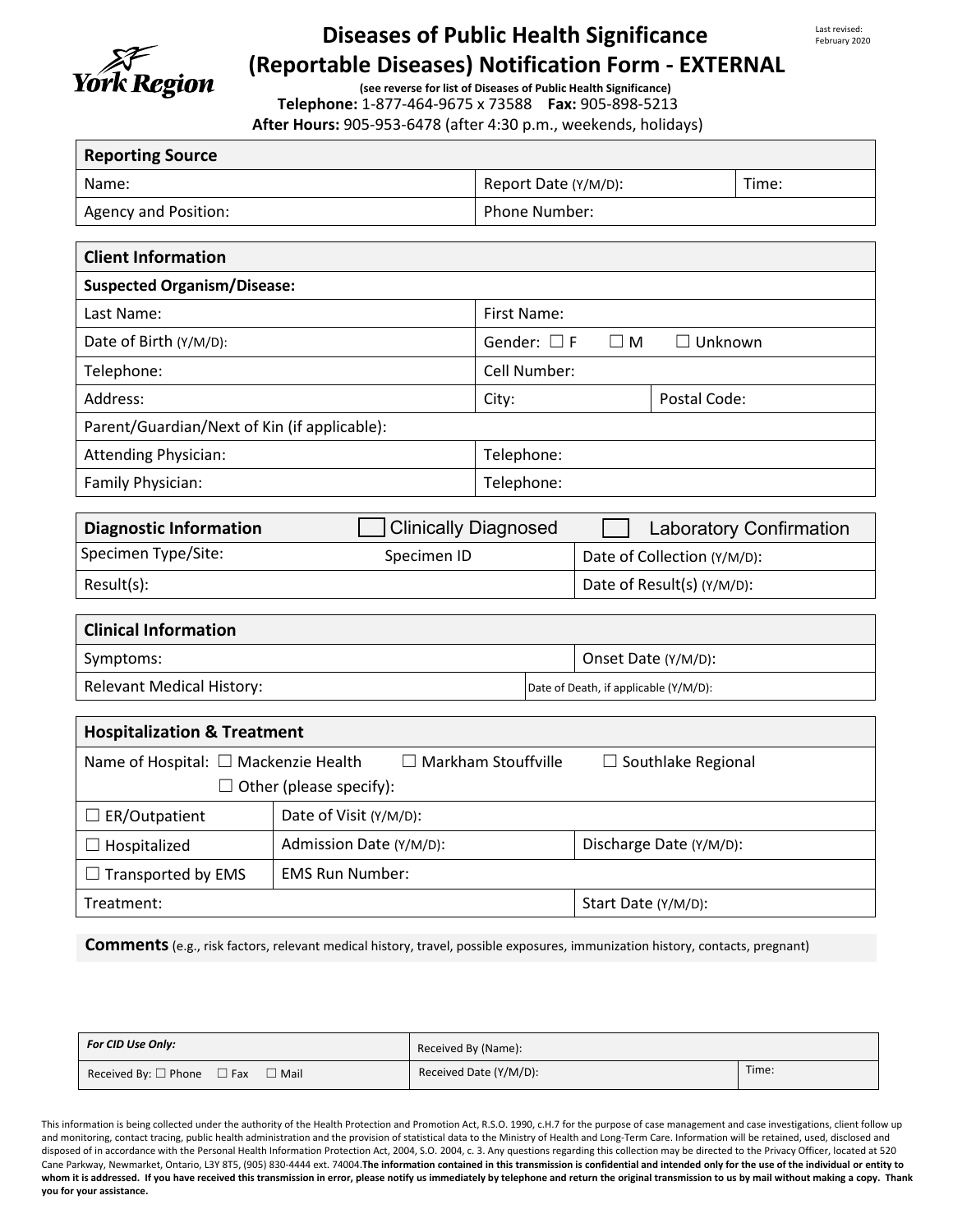Last revised: February 2020

York Region

# Diseases of Public Health Significance (Reportable Diseases) Notification Form - EXTERNAL

**(see reverse for list of Diseases of Public Health Significance)**

**Telephone:** 1-877-464-9675 x 73588 **Fax:** 905-898-5213

**After Hours:** 905-953-6478 (after 4:30 p.m., weekends, holidays)

| **Reporting Source** | | |
|---|---|---|
| Name: | Report Date (Y/M/D): | Time: |
| Agency and Position: | Phone Number: | |

| **Client Information** | | |
|---|---|---|
| **Suspected Organism/Disease:** | | |
| Last Name: | First Name: | |
| Date of Birth (Y/M/D): | Gender: ☐ F ☐ M ☐ Unknown | |
| Telephone: | Cell Number: | |
| Address: | City: | Postal Code: |
| Parent/Guardian/Next of Kin (if applicable): | | |
| Attending Physician: | Telephone: | |
| Family Physician: | Telephone: | |

| **Diagnostic Information** | ☐ Clinically Diagnosed | ☐ Laboratory Confirmation |
|---|---|---|
| Specimen Type/Site: | Specimen ID | Date of Collection (Y/M/D): |
| Result(s): | | Date of Result(s) (Y/M/D): |

| **Clinical Information** | |
|---|---|
| Symptoms: | Onset Date (Y/M/D): |
| Relevant Medical History: | Date of Death, if applicable (Y/M/D): |

| **Hospitalization & Treatment** | | |
|---|---|---|
| Name of Hospital: ☐ Mackenzie Health ☐ Markham Stouffville ☐ Southlake Regional ☐ Other (please specify): | | |
| ☐ ER/Outpatient | Date of Visit (Y/M/D): | |
| ☐ Hospitalized | Admission Date (Y/M/D): | Discharge Date (Y/M/D): |
| ☐ Transported by EMS | EMS Run Number: | |
| Treatment: | | Start Date (Y/M/D): |

**Comments** (e.g., risk factors, relevant medical history, travel, possible exposures, immunization history, contacts, pregnant)

| *For CID Use Only:* | Received By (Name): | |
|---|---|---|
| Received By: ☐ Phone ☐ Fax ☐ Mail | Received Date (Y/M/D): | Time: |

This information is being collected under the authority of the Health Protection and Promotion Act, R.S.O. 1990, c.H.7 for the purpose of case management and case investigations, client follow up and monitoring, contact tracing, public health administration and the provision of statistical data to the Ministry of Health and Long-Term Care. Information will be retained, used, disclosed and disposed of in accordance with the Personal Health Information Protection Act, 2004, S.O. 2004, c. 3. Any questions regarding this collection may be directed to the Privacy Officer, located at 520 Cane Parkway, Newmarket, Ontario, L3Y 8T5, (905) 830-4444 ext. 74004. **The information contained in this transmission is confidential and intended only for the use of the individual or entity to whom it is addressed. If you have received this transmission in error, please notify us immediately by telephone and return the original transmission to us by mail without making a copy. Thank you for your assistance.**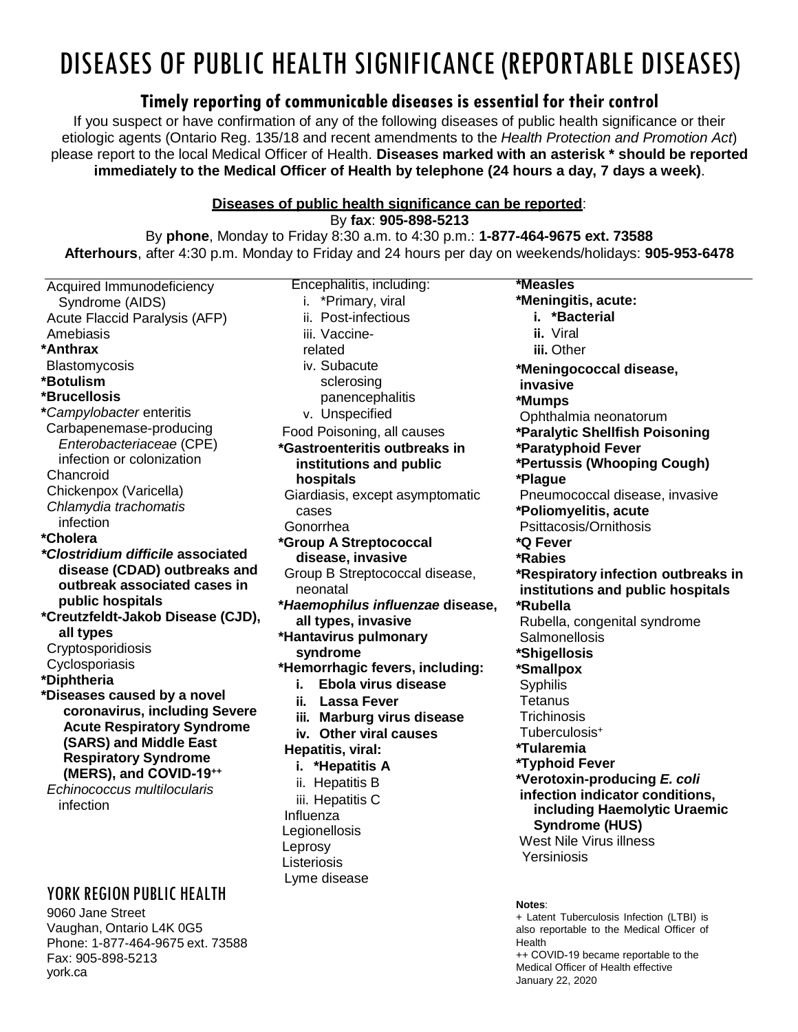# DISEASES OF PUBLIC HEALTH SIGNIFICANCE (REPORTABLE DISEASES)

## Timely reporting of communicable diseases is essential for their control

If you suspect or have confirmation of any of the following diseases of public health significance or their etiologic agents (Ontario Reg. 135/18 and recent amendments to the *Health Protection and Promotion Act*) please report to the local Medical Officer of Health. **Diseases marked with an asterisk * should be reported immediately to the Medical Officer of Health by telephone (24 hours a day, 7 days a week)**.

**Diseases of public health significance can be reported**:

By **fax**: **905-898-5213**

By **phone**, Monday to Friday 8:30 a.m. to 4:30 p.m.: **1-877-464-9675 ext. 73588**

**Afterhours**, after 4:30 p.m. Monday to Friday and 24 hours per day on weekends/holidays: **905-953-6478**

- Acquired Immunodeficiency Syndrome (AIDS)
- Acute Flaccid Paralysis (AFP)
- Amebiasis
- **\*Anthrax**
- Blastomycosis
- **\*Botulism**
- **\*Brucellosis**
- **\****Campylobacter* enteritis
- Carbapenemase-producing *Enterobacteriaceae* (CPE) infection or colonization
- Chancroid
- Chickenpox (Varicella)
- *Chlamydia trachomatis* infection
- **\*Cholera**
- ***Clostridium difficile* associated disease (CDAD) outbreaks and outbreak associated cases in public hospitals**
- **\*Creutzfeldt-Jakob Disease (CJD), all types**
- Cryptosporidiosis
- Cyclosporiasis
- **\*Diphtheria**
- **\*Diseases caused by a novel coronavirus, including Severe Acute Respiratory Syndrome (SARS) and Middle East Respiratory Syndrome (MERS), and COVID-19[++]**
- *Echinococcus multilocularis* infection
- Encephalitis, including:
  - i. *Primary, viral
  - ii. Post-infectious
  - iii. Vaccine-related
  - iv. Subacute sclerosing panencephalitis
  - v. Unspecified
- Food Poisoning, all causes
- **\*Gastroenteritis outbreaks in institutions and public hospitals**
- Giardiasis, except asymptomatic cases
- Gonorrhea
- **\*Group A Streptococcal disease, invasive**
- Group B Streptococcal disease, neonatal
- **\****Haemophilus influenzae*** disease, all types, invasive**
- **\*Hantavirus pulmonary syndrome**
- **\*Hemorrhagic fevers, including:**
  - **i. Ebola virus disease**
  - **ii. Lassa Fever**
  - **iii. Marburg virus disease**
  - **iv. Other viral causes**
- **Hepatitis, viral:**
  - **i. \*Hepatitis A**
  - ii. Hepatitis B
  - iii. Hepatitis C
- Influenza
- Legionellosis
- Leprosy
- Listeriosis
- Lyme disease
- **\*Measles**
- **\*Meningitis, acute:**
  - **i. \*Bacterial**
  - **ii.** Viral
  - **iii.** Other
- **\*Meningococcal disease, invasive**
- **\*Mumps**
- Ophthalmia neonatorum
- **\*Paralytic Shellfish Poisoning**
- **\*Paratyphoid Fever**
- **\*Pertussis (Whooping Cough)**
- **\*Plague**
- Pneumococcal disease, invasive
- **\*Poliomyelitis, acute**
- Psittacosis/Ornithosis
- **\*Q Fever**
- **\*Rabies**
- **\*Respiratory infection outbreaks in institutions and public hospitals**
- **\*Rubella**
- Rubella, congenital syndrome
- Salmonellosis
- **\*Shigellosis**
- **\*Smallpox**
- Syphilis
- Tetanus
- Trichinosis
- Tuberculosis[+]
- **\*Tularemia**
- **\*Typhoid Fever**
- **\*Verotoxin-producing *E. coli* infection indicator conditions, including Haemolytic Uraemic Syndrome (HUS)**
- West Nile Virus illness
- Yersiniosis

**Notes**:

+ Latent Tuberculosis Infection (LTBI) is also reportable to the Medical Officer of Health

++ COVID-19 became reportable to the Medical Officer of Health effective January 22, 2020

## YORK REGION PUBLIC HEALTH

9060 Jane Street
Vaughan, Ontario L4K 0G5
Phone: 1-877-464-9675 ext. 73588
Fax: 905-898-5213
york.ca